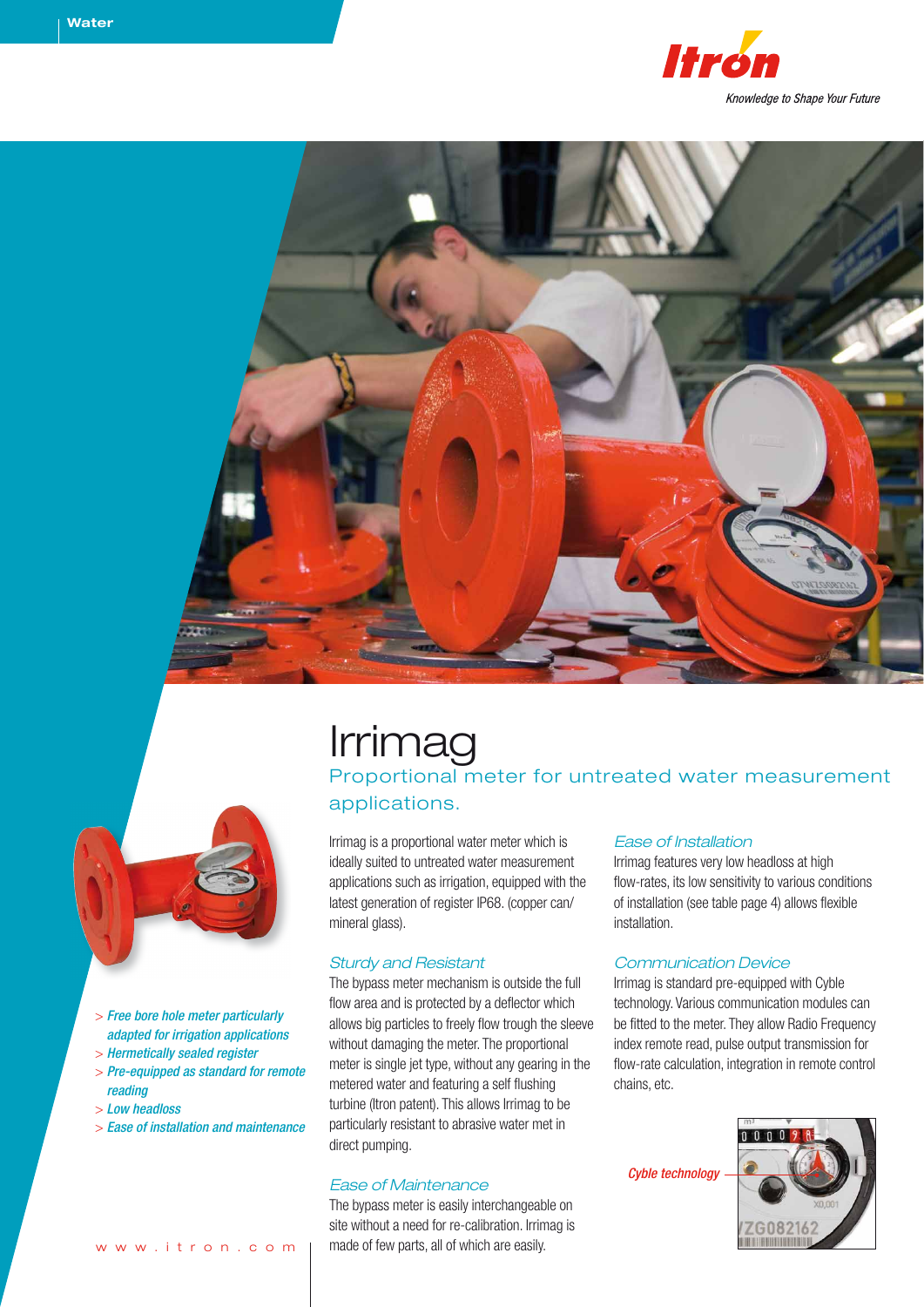# Irrimag

## Proportional meter for untreated water measurement applications.

- *Free bore hole meter particularly adapted for irrigation applications*
- *Hermetically sealed register*
- *Pre-equipped as standard for remote reading*
- *Low headloss*
- *Ease of installation and maintenance*

Irrimag is a proportional water meter which is ideally suited to untreated water measurement applications such as irrigation, equipped with the latest generation of register IP68. (copper can/ mineral glass).

### *Sturdy and Resistant*

The bypass meter mechanism is outside the full flow area and is protected by a deflector which allows big particles to freely flow trough the sleeve without damaging the meter. The proportional meter is single jet type, without any gearing in the metered water and featuring a self flushing turbine (Itron patent). This allows Irrimag to be particularly resistant to abrasive water met in direct pumping.

### *Ease of Maintenance*

The bypass meter is easily interchangeable on site without a need for re-calibration. Irrimag is made of few parts, all of which are easily.

### *Ease of Installation*

Irrimag features very low headloss at high flow-rates, its low sensitivity to various conditions of installation (see table page 4) allows flexible installation.

### *Communication Device*

Irrimag is standard pre-equipped with Cyble technology. Various communication modules can be fitted to the meter. They allow Radio Frequency index remote read, pulse output transmission for flow-rate calculation, integration in remote control chains, etc.

*Cyble technology*

www.itron.com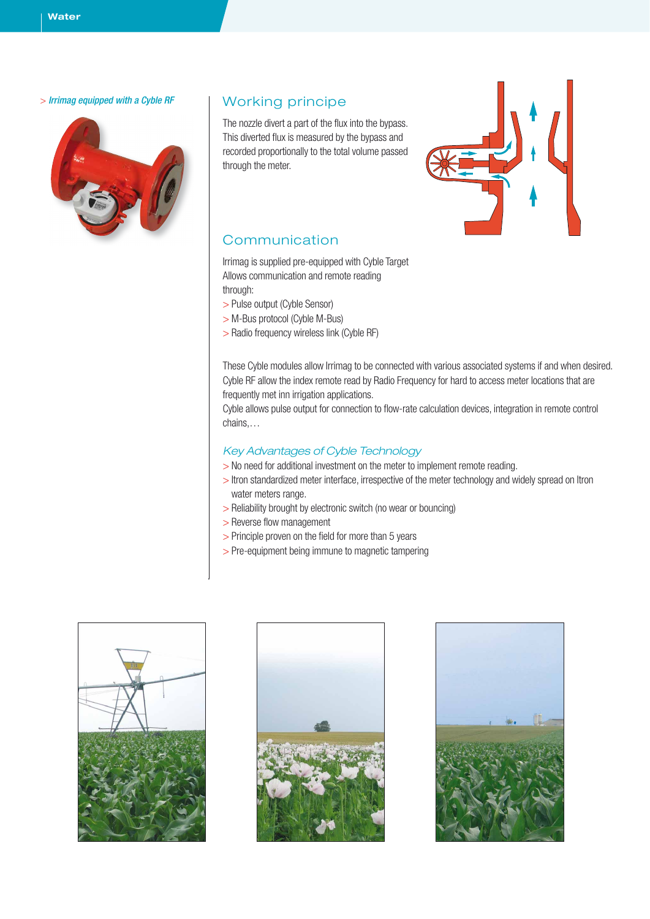> *Irrimag equipped with a Cyble RF*

## Working principe

The nozzle divert a part of the flux into the bypass. This diverted flux is measured by the bypass and recorded proportionally to the total volume passed through the meter.

## Communication

Irrimag is supplied pre-equipped with Cyble Target Allows communication and remote reading through:

- Pulse output (Cyble Sensor)
- M-Bus protocol (Cyble M-Bus)
- Radio frequency wireless link (Cyble RF)

These Cyble modules allow Irrimag to be connected with various associated systems if and when desired.
Cyble RF allow the index remote read by Radio Frequency for hard to access meter locations that are frequently met inn irrigation applications.
Cyble allows pulse output for connection to flow-rate calculation devices, integration in remote control chains,…

### *Key Advantages of Cyble Technology*

- No need for additional investment on the meter to implement remote reading.
- Itron standardized meter interface, irrespective of the meter technology and widely spread on Itron water meters range.
- Reliability brought by electronic switch (no wear or bouncing)
- Reverse flow management
- Principle proven on the field for more than 5 years
- Pre-equipment being immune to magnetic tampering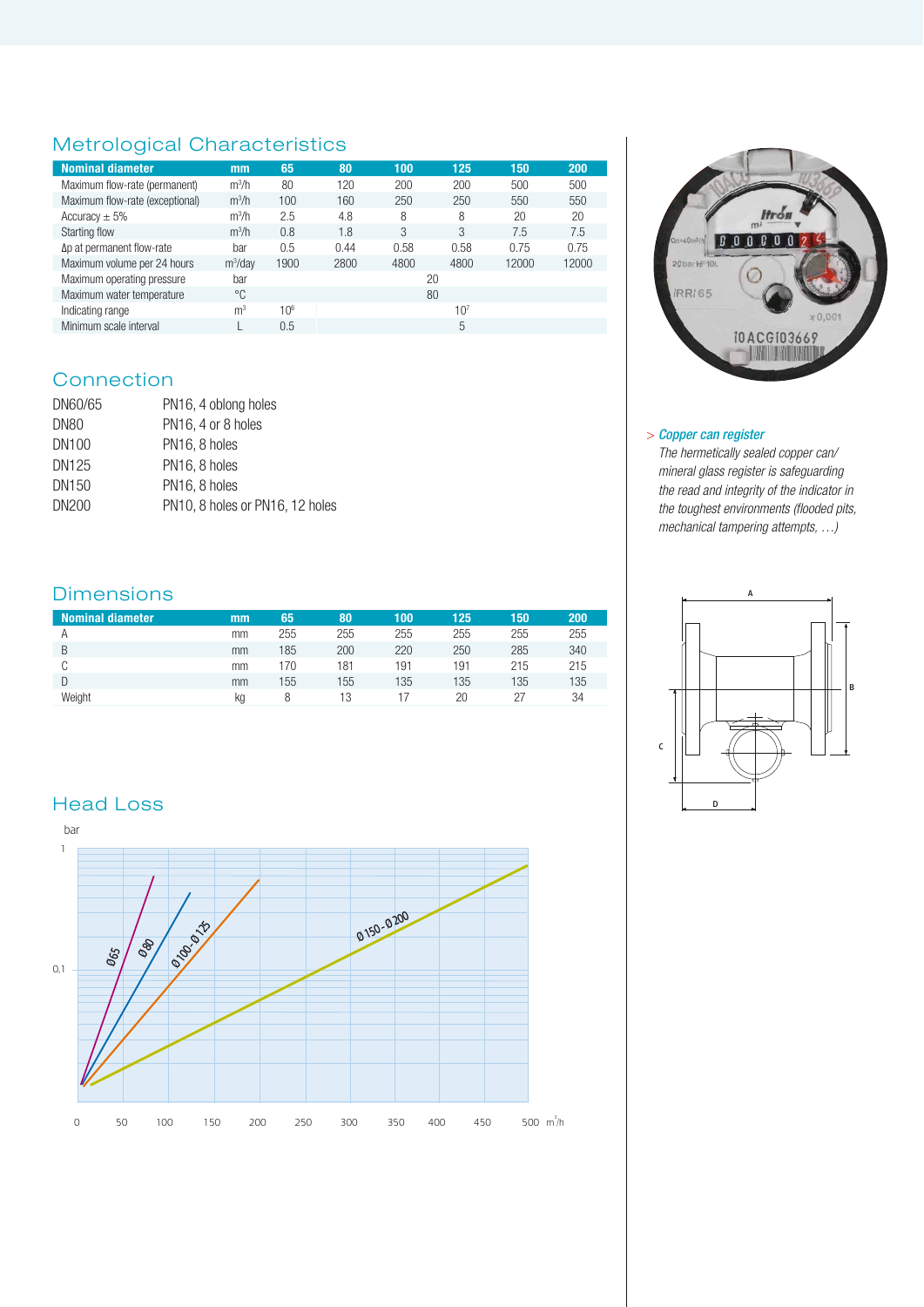## Metrological Characteristics

| Nominal diameter | mm | 65 | 80 | 100 | 125 | 150 | 200 |
|---|---|---|---|---|---|---|---|
| Maximum flow-rate (permanent) | $m^3/h$ | 80 | 120 | 200 | 200 | 500 | 500 |
| Maximum flow-rate (exceptional) | $m^3/h$ | 100 | 160 | 250 | 250 | 550 | 550 |
| Accuracy ± 5% | $m^3/h$ | 2.5 | 4.8 | 8 | 8 | 20 | 20 |
| Starting flow | $m^3/h$ | 0.8 | 1.8 | 3 | 3 | 7.5 | 7.5 |
| Δp at permanent flow-rate | bar | 0.5 | 0.44 | 0.58 | 0.58 | 0.75 | 0.75 |
| Maximum volume per 24 hours | $m^3/day$ | 1900 | 2800 | 4800 | 4800 | 12000 | 12000 |
| Maximum operating pressure | bar | 20 | | | | | |
| Maximum water temperature | °C | 80 | | | | | |
| Indicating range | $m^3$ | $10^6$ | $10^7$ | | | | |
| Minimum scale interval | L | 0.5 | 5 | | | | |

## Connection

| | |
|---|---|
| DN60/65 | PN16, 4 oblong holes |
| DN80 | PN16, 4 or 8 holes |
| DN100 | PN16, 8 holes |
| DN125 | PN16, 8 holes |
| DN150 | PN16, 8 holes |
| DN200 | PN10, 8 holes or PN16, 12 holes |

## Dimensions

| Nominal diameter | mm | 65 | 80 | 100 | 125 | 150 | 200 |
|---|---|---|---|---|---|---|---|
| A | mm | 255 | 255 | 255 | 255 | 255 | 255 |
| B | mm | 185 | 200 | 220 | 250 | 285 | 340 |
| C | mm | 170 | 181 | 191 | 191 | 215 | 215 |
| D | mm | 155 | 155 | 135 | 135 | 135 | 135 |
| Weight | kg | 8 | 13 | 17 | 20 | 27 | 34 |

## Head Loss

> *Copper can register*

*The hermetically sealed copper can/ mineral glass register is safeguarding the read and integrity of the indicator in the toughest environments (flooded pits, mechanical tampering attempts, …)*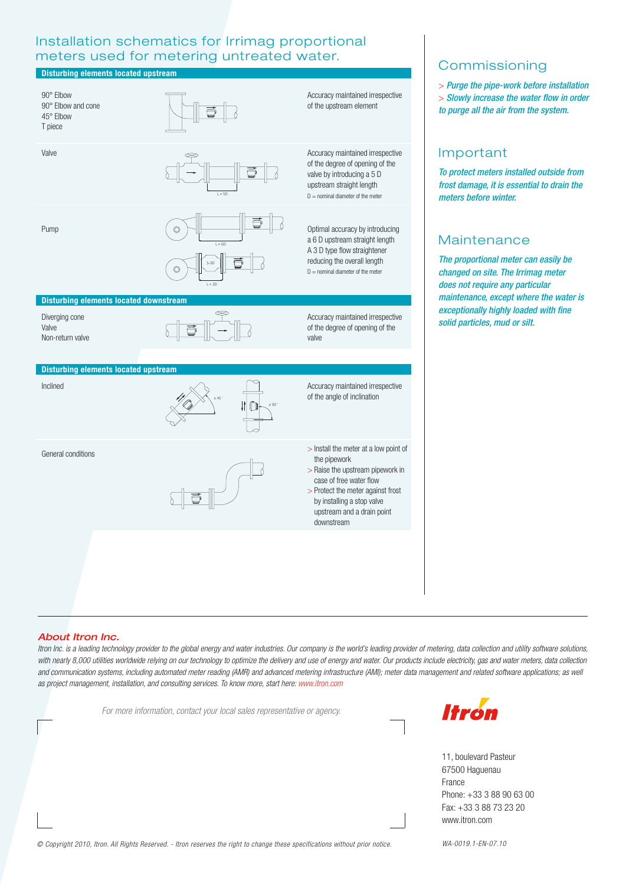## Installation schematics for Irrimag proportional meters used for metering untreated water.

### Disturbing elements located upstream

| | |
|---|---|
| 90° Elbow<br>90° Elbow and cone<br>45° Elbow<br>T piece | Accuracy maintained irrespective of the upstream element |
| Valve | Accuracy maintained irrespective of the degree of opening of the valve by introducing a 5 D upstream straight length<br>D = nominal diameter of the meter |
| Pump | Optimal accuracy by introducing a 6 D upstream straight length<br>A 3 D type flow straightener reducing the overall length<br>D = nominal diameter of the meter |

L = 5D

L = 6D

S-3D

L = 3D

### Disturbing elements located downstream

| | |
|---|---|
| Diverging cone<br>Valve<br>Non-return valve | Accuracy maintained irrespective of the degree of opening of the valve |

### Disturbing elements located upstream

| | |
|---|---|
| Inclined | Accuracy maintained irrespective of the angle of inclination |
| General conditions | > Install the meter at a low point of the pipework<br>> Raise the upstream pipework in case of free water flow<br>> Protect the meter against frost by installing a stop valve upstream and a drain point downstream |

± 45°

± 90°

## Commissioning

*> Purge the pipe-work before installation*
*> Slowly increase the water flow in order to purge all the air from the system.*

## Important

*To protect meters installed outside from frost damage, it is essential to drain the meters before winter.*

## Maintenance

*The proportional meter can easily be changed on site. The Irrimag meter does not require any particular maintenance, except where the water is exceptionally highly loaded with fine solid particles, mud or silt.*

---

***About Itron Inc.***

*Itron Inc. is a leading technology provider to the global energy and water industries. Our company is the world's leading provider of metering, data collection and utility software solutions, with nearly 8,000 utilities worldwide relying on our technology to optimize the delivery and use of energy and water. Our products include electricity, gas and water meters, data collection and communication systems, including automated meter reading (AMR) and advanced metering infrastructure (AMI); meter data management and related software applications; as well as project management, installation, and consulting services. To know more, start here: www.itron.com*

*For more information, contact your local sales representative or agency.*

Itron

11, boulevard Pasteur
67500 Haguenau
France
Phone: +33 3 88 90 63 00
Fax: +33 3 88 73 23 20
www.itron.com

*© Copyright 2010, Itron. All Rights Reserved. - Itron reserves the right to change these specifications without prior notice.*

*WA-0019.1-EN-07.10*